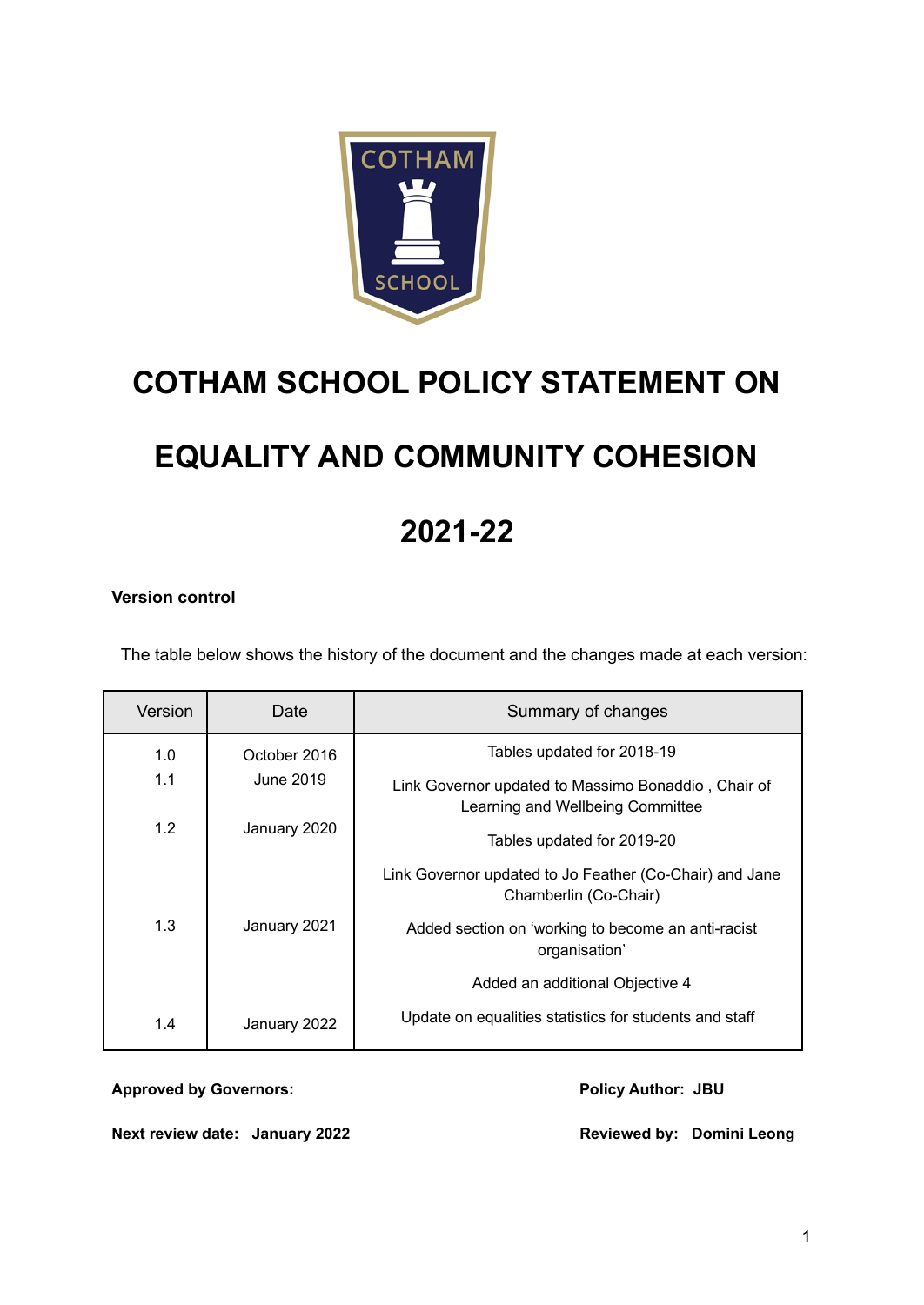# COTHAM SCHOOL POLICY STATEMENT ON EQUALITY AND COMMUNITY COHESION

# 2021-22

**Version control**

The table below shows the history of the document and the changes made at each version:

| Version | Date | Summary of changes |
|---|---|---|
| 1.0 | October 2016 | Tables updated for 2018-19 |
| 1.1 | June 2019 | Link Governor updated to Massimo Bonaddio , Chair of Learning and Wellbeing Committee |
| 1.2 | January 2020 | Tables updated for 2019-20 |
| | | Link Governor updated to Jo Feather (Co-Chair) and Jane Chamberlin (Co-Chair) |
| 1.3 | January 2021 | Added section on 'working to become an anti-racist organisation' |
| | | Added an additional Objective 4 |
| 1.4 | January 2022 | Update on equalities statistics for students and staff |

**Approved by Governors:**

**Policy Author: JBU**

**Next review date: January 2022**

**Reviewed by: Domini Leong**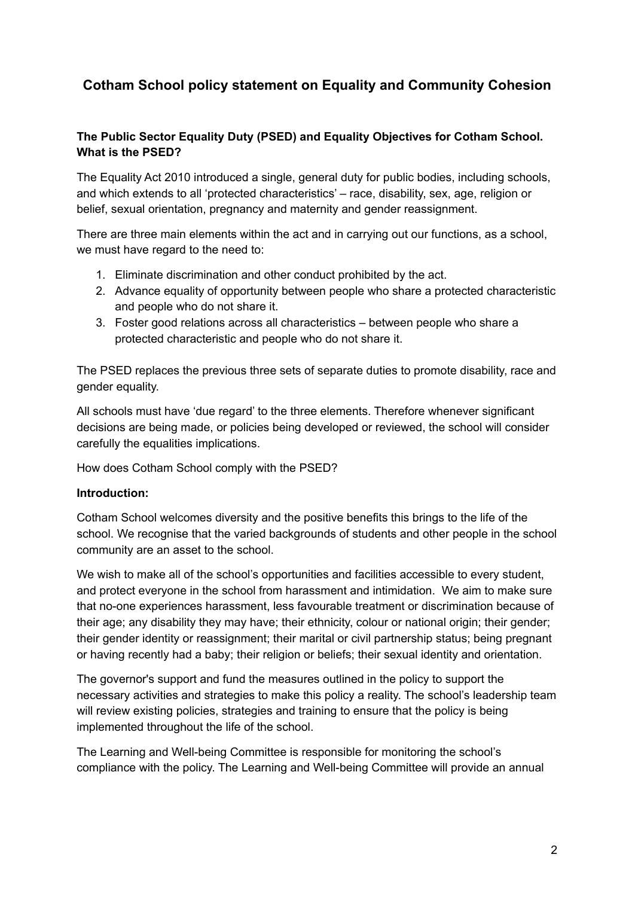# Cotham School policy statement on Equality and Community Cohesion

**The Public Sector Equality Duty (PSED) and Equality Objectives for Cotham School. What is the PSED?**

The Equality Act 2010 introduced a single, general duty for public bodies, including schools, and which extends to all 'protected characteristics' – race, disability, sex, age, religion or belief, sexual orientation, pregnancy and maternity and gender reassignment.

There are three main elements within the act and in carrying out our functions, as a school, we must have regard to the need to:

1. Eliminate discrimination and other conduct prohibited by the act.
2. Advance equality of opportunity between people who share a protected characteristic and people who do not share it.
3. Foster good relations across all characteristics – between people who share a protected characteristic and people who do not share it.

The PSED replaces the previous three sets of separate duties to promote disability, race and gender equality.

All schools must have 'due regard' to the three elements. Therefore whenever significant decisions are being made, or policies being developed or reviewed, the school will consider carefully the equalities implications.

How does Cotham School comply with the PSED?

**Introduction:**

Cotham School welcomes diversity and the positive benefits this brings to the life of the school. We recognise that the varied backgrounds of students and other people in the school community are an asset to the school.

We wish to make all of the school's opportunities and facilities accessible to every student, and protect everyone in the school from harassment and intimidation. We aim to make sure that no-one experiences harassment, less favourable treatment or discrimination because of their age; any disability they may have; their ethnicity, colour or national origin; their gender; their gender identity or reassignment; their marital or civil partnership status; being pregnant or having recently had a baby; their religion or beliefs; their sexual identity and orientation.

The governor's support and fund the measures outlined in the policy to support the necessary activities and strategies to make this policy a reality. The school's leadership team will review existing policies, strategies and training to ensure that the policy is being implemented throughout the life of the school.

The Learning and Well-being Committee is responsible for monitoring the school's compliance with the policy. The Learning and Well-being Committee will provide an annual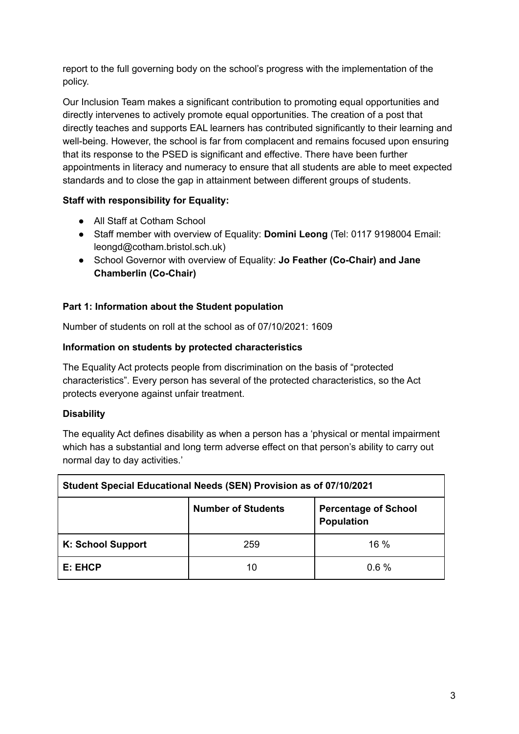report to the full governing body on the school's progress with the implementation of the policy.

Our Inclusion Team makes a significant contribution to promoting equal opportunities and directly intervenes to actively promote equal opportunities. The creation of a post that directly teaches and supports EAL learners has contributed significantly to their learning and well-being. However, the school is far from complacent and remains focused upon ensuring that its response to the PSED is significant and effective. There have been further appointments in literacy and numeracy to ensure that all students are able to meet expected standards and to close the gap in attainment between different groups of students.

**Staff with responsibility for Equality:**

- All Staff at Cotham School
- Staff member with overview of Equality: **Domini Leong** (Tel: 0117 9198004 Email: leongd@cotham.bristol.sch.uk)
- School Governor with overview of Equality: **Jo Feather (Co-Chair) and Jane Chamberlin (Co-Chair)**

**Part 1: Information about the Student population**

Number of students on roll at the school as of 07/10/2021: 1609

**Information on students by protected characteristics**

The Equality Act protects people from discrimination on the basis of "protected characteristics". Every person has several of the protected characteristics, so the Act protects everyone against unfair treatment.

**Disability**

The equality Act defines disability as when a person has a 'physical or mental impairment which has a substantial and long term adverse effect on that person's ability to carry out normal day to day activities.'

| **Student Special Educational Needs (SEN) Provision as of 07/10/2021** | | |
|---|---|---|
| | **Number of Students** | **Percentage of School Population** |
| **K: School Support** | 259 | 16 % |
| **E: EHCP** | 10 | 0.6 % |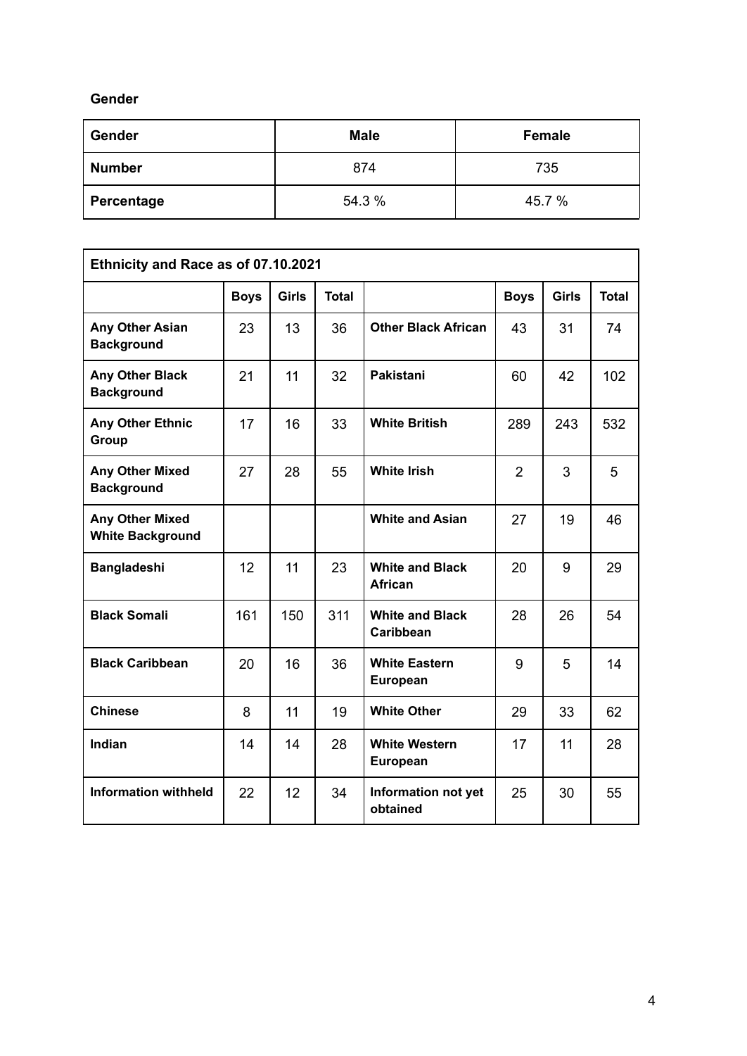**Gender**

| Gender | Male | Female |
|---|---|---|
| **Number** | 874 | 735 |
| **Percentage** | 54.3 % | 45.7 % |

| **Ethnicity and Race as of 07.10.2021** | | | | | | | |
|---|---|---|---|---|---|---|---|
| | **Boys** | **Girls** | **Total** | | **Boys** | **Girls** | **Total** |
| **Any Other Asian Background** | 23 | 13 | 36 | **Other Black African** | 43 | 31 | 74 |
| **Any Other Black Background** | 21 | 11 | 32 | **Pakistani** | 60 | 42 | 102 |
| **Any Other Ethnic Group** | 17 | 16 | 33 | **White British** | 289 | 243 | 532 |
| **Any Other Mixed Background** | 27 | 28 | 55 | **White Irish** | 2 | 3 | 5 |
| **Any Other Mixed White Background** | | | | **White and Asian** | 27 | 19 | 46 |
| **Bangladeshi** | 12 | 11 | 23 | **White and Black African** | 20 | 9 | 29 |
| **Black Somali** | 161 | 150 | 311 | **White and Black Caribbean** | 28 | 26 | 54 |
| **Black Caribbean** | 20 | 16 | 36 | **White Eastern European** | 9 | 5 | 14 |
| **Chinese** | 8 | 11 | 19 | **White Other** | 29 | 33 | 62 |
| **Indian** | 14 | 14 | 28 | **White Western European** | 17 | 11 | 28 |
| **Information withheld** | 22 | 12 | 34 | **Information not yet obtained** | 25 | 30 | 55 |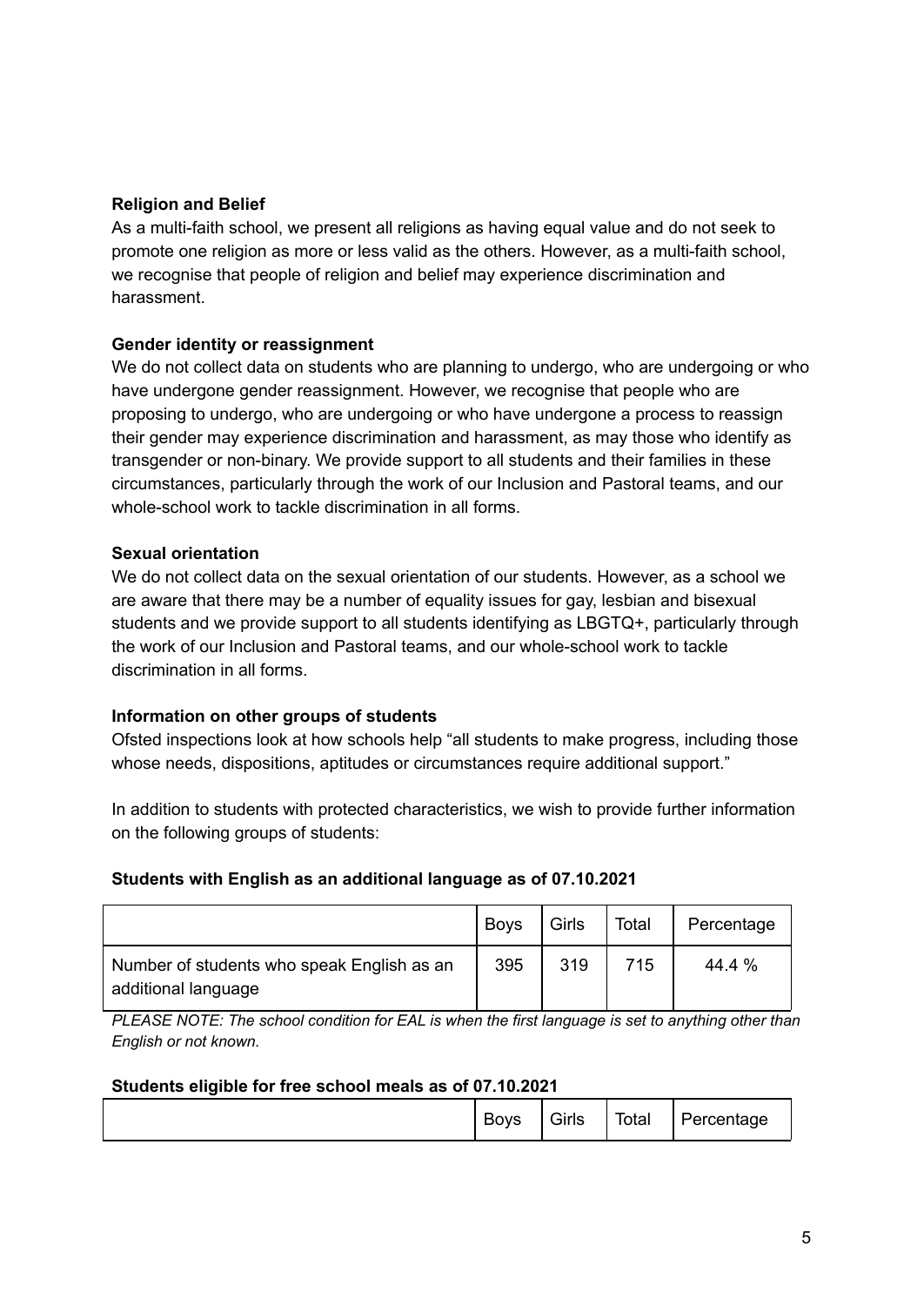**Religion and Belief**

As a multi-faith school, we present all religions as having equal value and do not seek to promote one religion as more or less valid as the others. However, as a multi-faith school, we recognise that people of religion and belief may experience discrimination and harassment.

**Gender identity or reassignment**

We do not collect data on students who are planning to undergo, who are undergoing or who have undergone gender reassignment. However, we recognise that people who are proposing to undergo, who are undergoing or who have undergone a process to reassign their gender may experience discrimination and harassment, as may those who identify as transgender or non-binary. We provide support to all students and their families in these circumstances, particularly through the work of our Inclusion and Pastoral teams, and our whole-school work to tackle discrimination in all forms.

**Sexual orientation**

We do not collect data on the sexual orientation of our students. However, as a school we are aware that there may be a number of equality issues for gay, lesbian and bisexual students and we provide support to all students identifying as LBGTQ+, particularly through the work of our Inclusion and Pastoral teams, and our whole-school work to tackle discrimination in all forms.

**Information on other groups of students**

Ofsted inspections look at how schools help "all students to make progress, including those whose needs, dispositions, aptitudes or circumstances require additional support."

In addition to students with protected characteristics, we wish to provide further information on the following groups of students:

**Students with English as an additional language as of 07.10.2021**

| | Boys | Girls | Total | Percentage |
|---|---|---|---|---|
| Number of students who speak English as an additional language | 395 | 319 | 715 | 44.4 % |

*PLEASE NOTE: The school condition for EAL is when the first language is set to anything other than English or not known.*

**Students eligible for free school meals as of 07.10.2021**

| | Boys | Girls | Total | Percentage |
|---|---|---|---|---|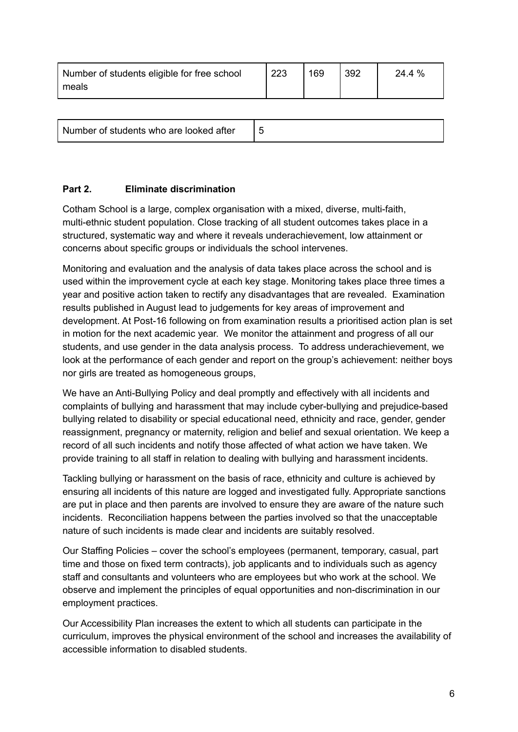| Number of students eligible for free school meals | 223 | 169 | 392 | 24.4 % |
|---|---|---|---|---|

| Number of students who are looked after | 5 |
|---|---|

**Part 2. Eliminate discrimination**

Cotham School is a large, complex organisation with a mixed, diverse, multi-faith, multi-ethnic student population. Close tracking of all student outcomes takes place in a structured, systematic way and where it reveals underachievement, low attainment or concerns about specific groups or individuals the school intervenes.

Monitoring and evaluation and the analysis of data takes place across the school and is used within the improvement cycle at each key stage. Monitoring takes place three times a year and positive action taken to rectify any disadvantages that are revealed. Examination results published in August lead to judgements for key areas of improvement and development. At Post-16 following on from examination results a prioritised action plan is set in motion for the next academic year. We monitor the attainment and progress of all our students, and use gender in the data analysis process. To address underachievement, we look at the performance of each gender and report on the group's achievement: neither boys nor girls are treated as homogeneous groups,

We have an Anti-Bullying Policy and deal promptly and effectively with all incidents and complaints of bullying and harassment that may include cyber-bullying and prejudice-based bullying related to disability or special educational need, ethnicity and race, gender, gender reassignment, pregnancy or maternity, religion and belief and sexual orientation. We keep a record of all such incidents and notify those affected of what action we have taken. We provide training to all staff in relation to dealing with bullying and harassment incidents.

Tackling bullying or harassment on the basis of race, ethnicity and culture is achieved by ensuring all incidents of this nature are logged and investigated fully. Appropriate sanctions are put in place and then parents are involved to ensure they are aware of the nature such incidents. Reconciliation happens between the parties involved so that the unacceptable nature of such incidents is made clear and incidents are suitably resolved.

Our Staffing Policies – cover the school's employees (permanent, temporary, casual, part time and those on fixed term contracts), job applicants and to individuals such as agency staff and consultants and volunteers who are employees but who work at the school. We observe and implement the principles of equal opportunities and non-discrimination in our employment practices.

Our Accessibility Plan increases the extent to which all students can participate in the curriculum, improves the physical environment of the school and increases the availability of accessible information to disabled students.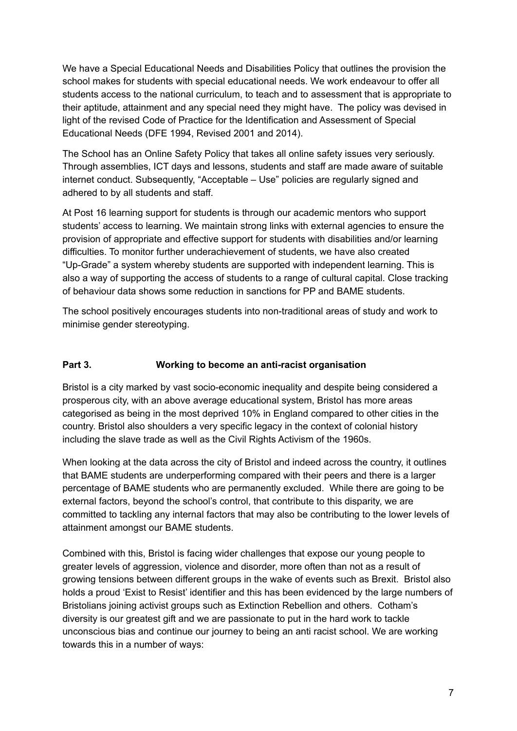We have a Special Educational Needs and Disabilities Policy that outlines the provision the school makes for students with special educational needs. We work endeavour to offer all students access to the national curriculum, to teach and to assessment that is appropriate to their aptitude, attainment and any special need they might have. The policy was devised in light of the revised Code of Practice for the Identification and Assessment of Special Educational Needs (DFE 1994, Revised 2001 and 2014).

The School has an Online Safety Policy that takes all online safety issues very seriously. Through assemblies, ICT days and lessons, students and staff are made aware of suitable internet conduct. Subsequently, "Acceptable – Use" policies are regularly signed and adhered to by all students and staff.

At Post 16 learning support for students is through our academic mentors who support students' access to learning. We maintain strong links with external agencies to ensure the provision of appropriate and effective support for students with disabilities and/or learning difficulties. To monitor further underachievement of students, we have also created "Up-Grade" a system whereby students are supported with independent learning. This is also a way of supporting the access of students to a range of cultural capital. Close tracking of behaviour data shows some reduction in sanctions for PP and BAME students.

The school positively encourages students into non-traditional areas of study and work to minimise gender stereotyping.

## Part 3. Working to become an anti-racist organisation

Bristol is a city marked by vast socio-economic inequality and despite being considered a prosperous city, with an above average educational system, Bristol has more areas categorised as being in the most deprived 10% in England compared to other cities in the country. Bristol also shoulders a very specific legacy in the context of colonial history including the slave trade as well as the Civil Rights Activism of the 1960s.

When looking at the data across the city of Bristol and indeed across the country, it outlines that BAME students are underperforming compared with their peers and there is a larger percentage of BAME students who are permanently excluded. While there are going to be external factors, beyond the school's control, that contribute to this disparity, we are committed to tackling any internal factors that may also be contributing to the lower levels of attainment amongst our BAME students.

Combined with this, Bristol is facing wider challenges that expose our young people to greater levels of aggression, violence and disorder, more often than not as a result of growing tensions between different groups in the wake of events such as Brexit. Bristol also holds a proud 'Exist to Resist' identifier and this has been evidenced by the large numbers of Bristolians joining activist groups such as Extinction Rebellion and others. Cotham's diversity is our greatest gift and we are passionate to put in the hard work to tackle unconscious bias and continue our journey to being an anti racist school. We are working towards this in a number of ways: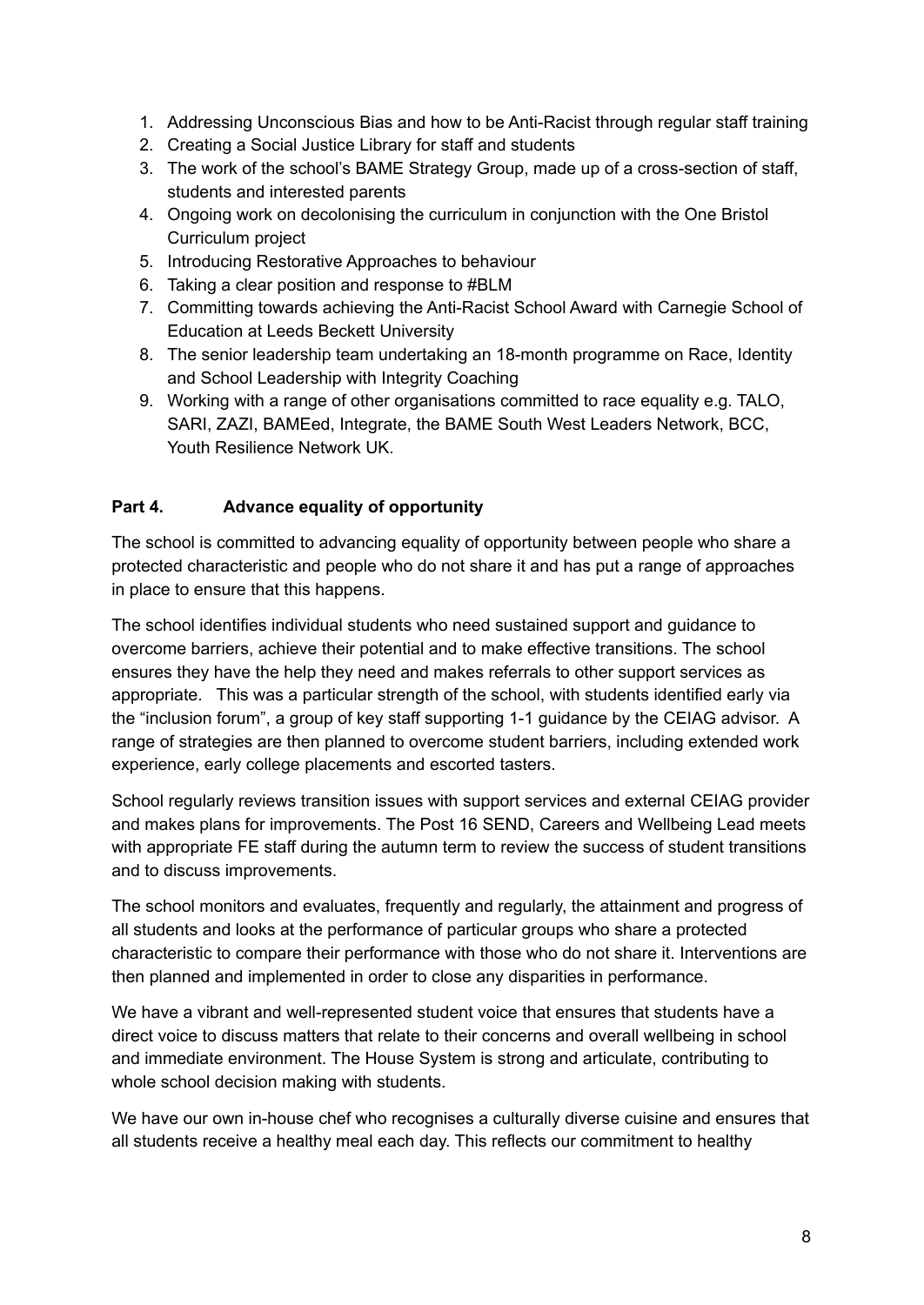1. Addressing Unconscious Bias and how to be Anti-Racist through regular staff training
2. Creating a Social Justice Library for staff and students
3. The work of the school's BAME Strategy Group, made up of a cross-section of staff, students and interested parents
4. Ongoing work on decolonising the curriculum in conjunction with the One Bristol Curriculum project
5. Introducing Restorative Approaches to behaviour
6. Taking a clear position and response to #BLM
7. Committing towards achieving the Anti-Racist School Award with Carnegie School of Education at Leeds Beckett University
8. The senior leadership team undertaking an 18-month programme on Race, Identity and School Leadership with Integrity Coaching
9. Working with a range of other organisations committed to race equality e.g. TALO, SARI, ZAZI, BAMEed, Integrate, the BAME South West Leaders Network, BCC, Youth Resilience Network UK.

**Part 4. Advance equality of opportunity**

The school is committed to advancing equality of opportunity between people who share a protected characteristic and people who do not share it and has put a range of approaches in place to ensure that this happens.

The school identifies individual students who need sustained support and guidance to overcome barriers, achieve their potential and to make effective transitions. The school ensures they have the help they need and makes referrals to other support services as appropriate. This was a particular strength of the school, with students identified early via the "inclusion forum", a group of key staff supporting 1-1 guidance by the CEIAG advisor. A range of strategies are then planned to overcome student barriers, including extended work experience, early college placements and escorted tasters.

School regularly reviews transition issues with support services and external CEIAG provider and makes plans for improvements. The Post 16 SEND, Careers and Wellbeing Lead meets with appropriate FE staff during the autumn term to review the success of student transitions and to discuss improvements.

The school monitors and evaluates, frequently and regularly, the attainment and progress of all students and looks at the performance of particular groups who share a protected characteristic to compare their performance with those who do not share it. Interventions are then planned and implemented in order to close any disparities in performance.

We have a vibrant and well-represented student voice that ensures that students have a direct voice to discuss matters that relate to their concerns and overall wellbeing in school and immediate environment. The House System is strong and articulate, contributing to whole school decision making with students.

We have our own in-house chef who recognises a culturally diverse cuisine and ensures that all students receive a healthy meal each day. This reflects our commitment to healthy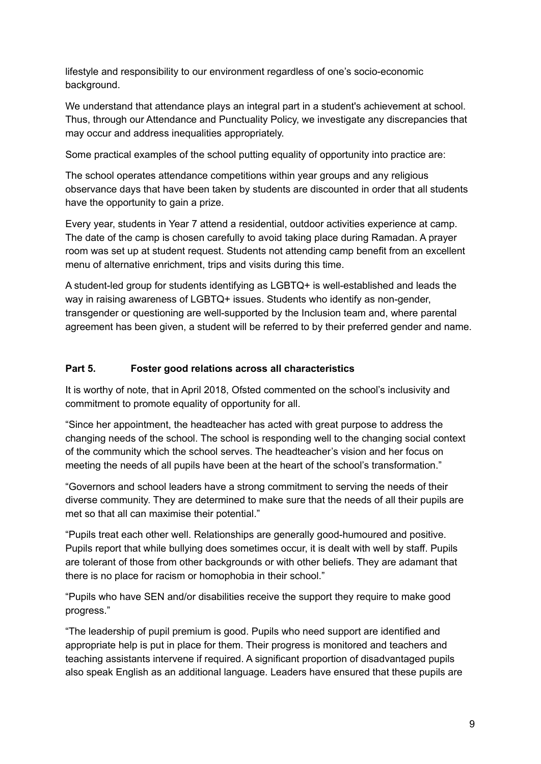lifestyle and responsibility to our environment regardless of one's socio-economic background.

We understand that attendance plays an integral part in a student's achievement at school. Thus, through our Attendance and Punctuality Policy, we investigate any discrepancies that may occur and address inequalities appropriately.

Some practical examples of the school putting equality of opportunity into practice are:

The school operates attendance competitions within year groups and any religious observance days that have been taken by students are discounted in order that all students have the opportunity to gain a prize.

Every year, students in Year 7 attend a residential, outdoor activities experience at camp. The date of the camp is chosen carefully to avoid taking place during Ramadan. A prayer room was set up at student request. Students not attending camp benefit from an excellent menu of alternative enrichment, trips and visits during this time.

A student-led group for students identifying as LGBTQ+ is well-established and leads the way in raising awareness of LGBTQ+ issues. Students who identify as non-gender, transgender or questioning are well-supported by the Inclusion team and, where parental agreement has been given, a student will be referred to by their preferred gender and name.

## Part 5. Foster good relations across all characteristics

It is worthy of note, that in April 2018, Ofsted commented on the school's inclusivity and commitment to promote equality of opportunity for all.

"Since her appointment, the headteacher has acted with great purpose to address the changing needs of the school. The school is responding well to the changing social context of the community which the school serves. The headteacher's vision and her focus on meeting the needs of all pupils have been at the heart of the school's transformation."

"Governors and school leaders have a strong commitment to serving the needs of their diverse community. They are determined to make sure that the needs of all their pupils are met so that all can maximise their potential."

"Pupils treat each other well. Relationships are generally good-humoured and positive. Pupils report that while bullying does sometimes occur, it is dealt with well by staff. Pupils are tolerant of those from other backgrounds or with other beliefs. They are adamant that there is no place for racism or homophobia in their school."

"Pupils who have SEN and/or disabilities receive the support they require to make good progress."

"The leadership of pupil premium is good. Pupils who need support are identified and appropriate help is put in place for them. Their progress is monitored and teachers and teaching assistants intervene if required. A significant proportion of disadvantaged pupils also speak English as an additional language. Leaders have ensured that these pupils are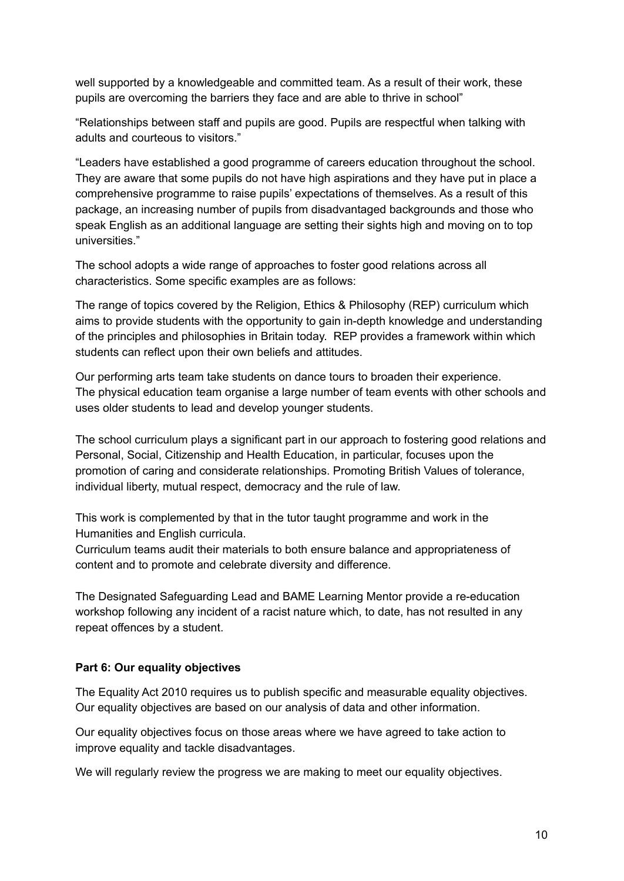well supported by a knowledgeable and committed team. As a result of their work, these pupils are overcoming the barriers they face and are able to thrive in school"

"Relationships between staff and pupils are good. Pupils are respectful when talking with adults and courteous to visitors."

"Leaders have established a good programme of careers education throughout the school. They are aware that some pupils do not have high aspirations and they have put in place a comprehensive programme to raise pupils' expectations of themselves. As a result of this package, an increasing number of pupils from disadvantaged backgrounds and those who speak English as an additional language are setting their sights high and moving on to top universities."

The school adopts a wide range of approaches to foster good relations across all characteristics. Some specific examples are as follows:

The range of topics covered by the Religion, Ethics & Philosophy (REP) curriculum which aims to provide students with the opportunity to gain in-depth knowledge and understanding of the principles and philosophies in Britain today. REP provides a framework within which students can reflect upon their own beliefs and attitudes.

Our performing arts team take students on dance tours to broaden their experience.
The physical education team organise a large number of team events with other schools and uses older students to lead and develop younger students.

The school curriculum plays a significant part in our approach to fostering good relations and Personal, Social, Citizenship and Health Education, in particular, focuses upon the promotion of caring and considerate relationships. Promoting British Values of tolerance, individual liberty, mutual respect, democracy and the rule of law.

This work is complemented by that in the tutor taught programme and work in the Humanities and English curricula.
Curriculum teams audit their materials to both ensure balance and appropriateness of content and to promote and celebrate diversity and difference.

The Designated Safeguarding Lead and BAME Learning Mentor provide a re-education workshop following any incident of a racist nature which, to date, has not resulted in any repeat offences by a student.

**Part 6: Our equality objectives**

The Equality Act 2010 requires us to publish specific and measurable equality objectives. Our equality objectives are based on our analysis of data and other information.

Our equality objectives focus on those areas where we have agreed to take action to improve equality and tackle disadvantages.

We will regularly review the progress we are making to meet our equality objectives.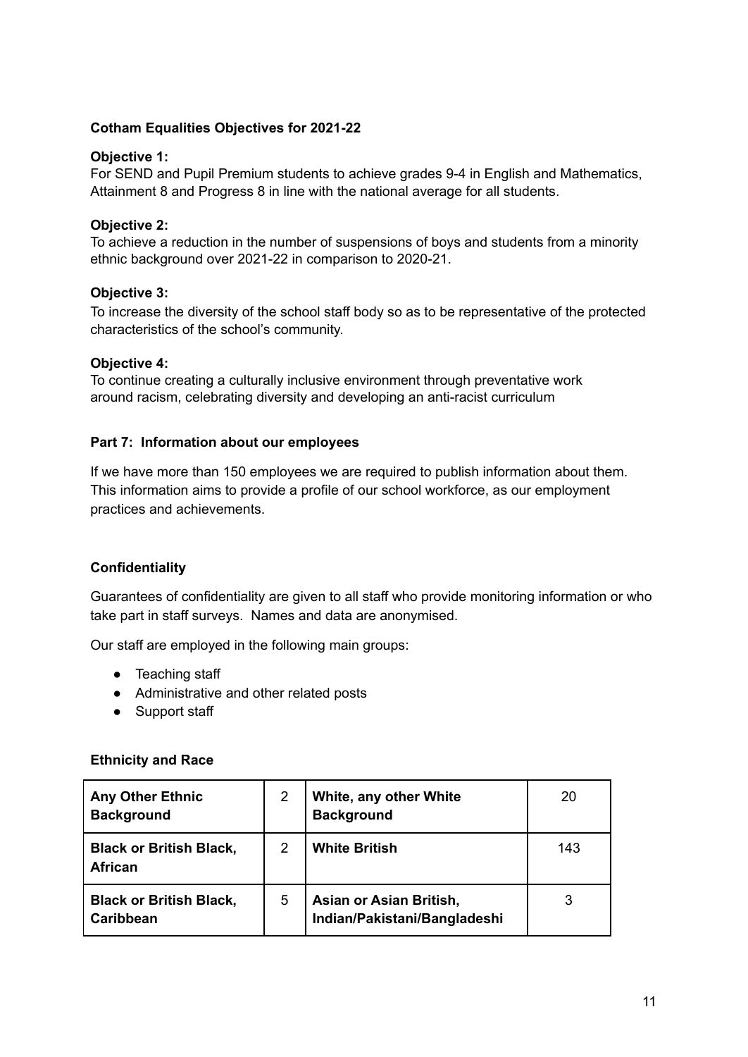**Cotham Equalities Objectives for 2021-22**

**Objective 1:**
For SEND and Pupil Premium students to achieve grades 9-4 in English and Mathematics, Attainment 8 and Progress 8 in line with the national average for all students.

**Objective 2:**
To achieve a reduction in the number of suspensions of boys and students from a minority ethnic background over 2021-22 in comparison to 2020-21.

**Objective 3:**
To increase the diversity of the school staff body so as to be representative of the protected characteristics of the school's community.

**Objective 4:**
To continue creating a culturally inclusive environment through preventative work around racism, celebrating diversity and developing an anti-racist curriculum

**Part 7: Information about our employees**

If we have more than 150 employees we are required to publish information about them. This information aims to provide a profile of our school workforce, as our employment practices and achievements.

**Confidentiality**

Guarantees of confidentiality are given to all staff who provide monitoring information or who take part in staff surveys. Names and data are anonymised.

Our staff are employed in the following main groups:

- Teaching staff
- Administrative and other related posts
- Support staff

**Ethnicity and Race**

| | | | |
|---|---|---|---|
| **Any Other Ethnic Background** | 2 | **White, any other White Background** | 20 |
| **Black or British Black, African** | 2 | **White British** | 143 |
| **Black or British Black, Caribbean** | 5 | **Asian or Asian British, Indian/Pakistani/Bangladeshi** | 3 |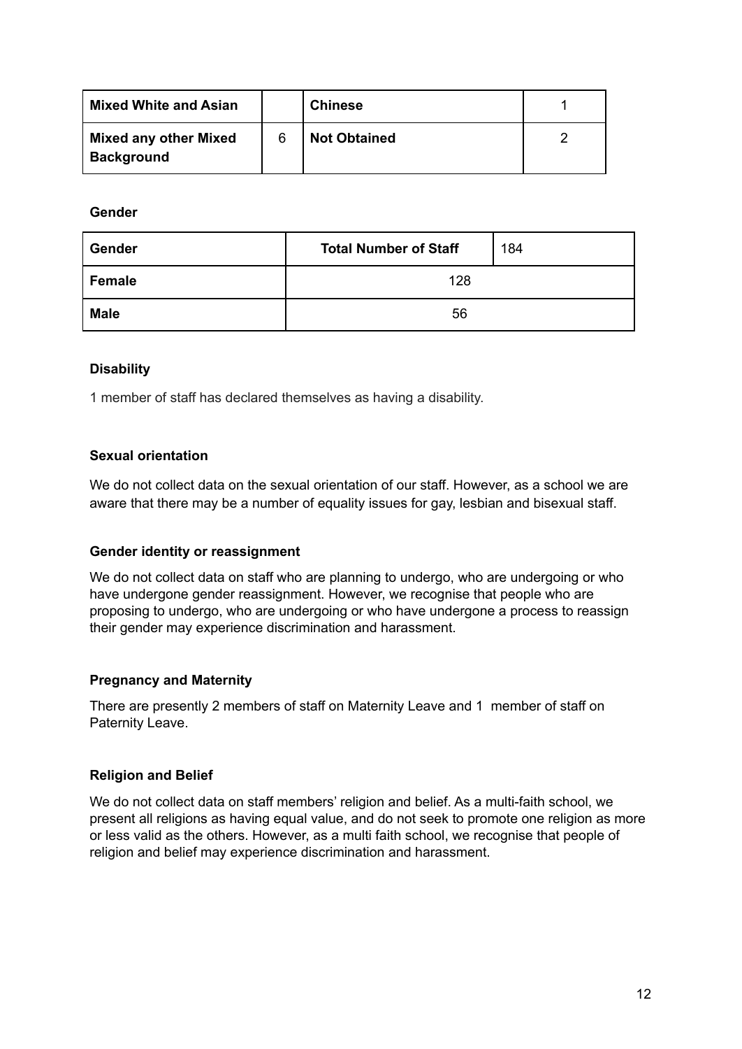| | | | |
|---|---|---|---|
| **Mixed White and Asian** | | **Chinese** | 1 |
| **Mixed any other Mixed Background** | 6 | **Not Obtained** | 2 |

**Gender**

| **Gender** | **Total Number of Staff** | 184 |
|---|---|---|
| **Female** | 128 | |
| **Male** | 56 | |

**Disability**

1 member of staff has declared themselves as having a disability.

**Sexual orientation**

We do not collect data on the sexual orientation of our staff. However, as a school we are aware that there may be a number of equality issues for gay, lesbian and bisexual staff.

**Gender identity or reassignment**

We do not collect data on staff who are planning to undergo, who are undergoing or who have undergone gender reassignment. However, we recognise that people who are proposing to undergo, who are undergoing or who have undergone a process to reassign their gender may experience discrimination and harassment.

**Pregnancy and Maternity**

There are presently 2 members of staff on Maternity Leave and 1 member of staff on Paternity Leave.

**Religion and Belief**

We do not collect data on staff members' religion and belief. As a multi-faith school, we present all religions as having equal value, and do not seek to promote one religion as more or less valid as the others. However, as a multi faith school, we recognise that people of religion and belief may experience discrimination and harassment.